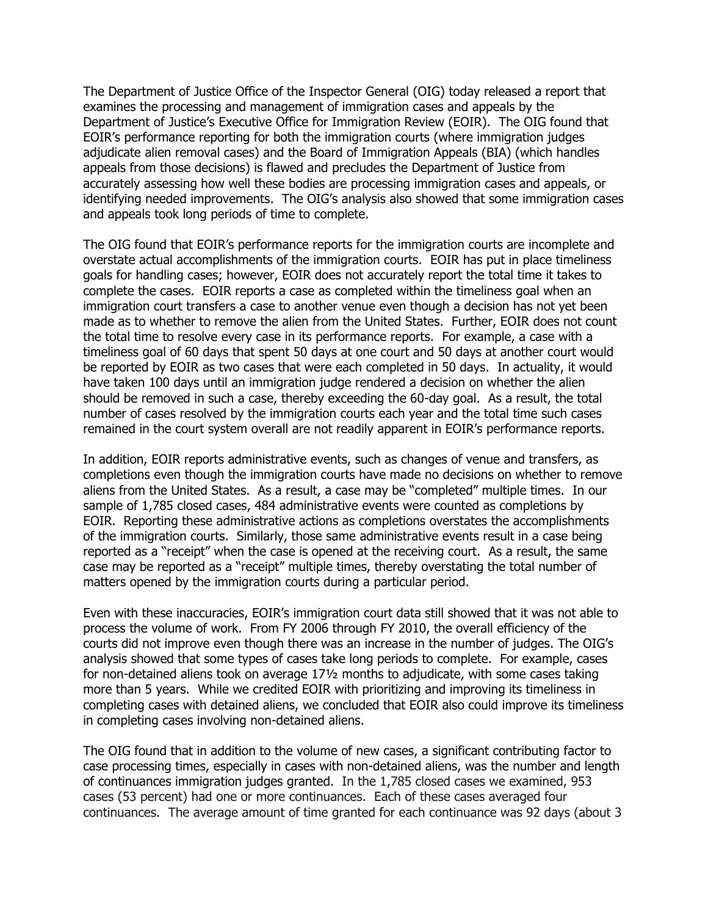The Department of Justice Office of the Inspector General (OIG) today released a report that examines the processing and management of immigration cases and appeals by the Department of Justice's Executive Office for Immigration Review (EOIR). The OIG found that EOIR's performance reporting for both the immigration courts (where immigration judges adjudicate alien removal cases) and the Board of Immigration Appeals (BIA) (which handles appeals from those decisions) is flawed and precludes the Department of Justice from accurately assessing how well these bodies are processing immigration cases and appeals, or identifying needed improvements. The OIG's analysis also showed that some immigration cases and appeals took long periods of time to complete.

The OIG found that EOIR's performance reports for the immigration courts are incomplete and overstate actual accomplishments of the immigration courts. EOIR has put in place timeliness goals for handling cases; however, EOIR does not accurately report the total time it takes to complete the cases. EOIR reports a case as completed within the timeliness goal when an immigration court transfers a case to another venue even though a decision has not yet been made as to whether to remove the alien from the United States. Further, EOIR does not count the total time to resolve every case in its performance reports. For example, a case with a timeliness goal of 60 days that spent 50 days at one court and 50 days at another court would be reported by EOIR as two cases that were each completed in 50 days. In actuality, it would have taken 100 days until an immigration judge rendered a decision on whether the alien should be removed in such a case, thereby exceeding the 60-day goal. As a result, the total number of cases resolved by the immigration courts each year and the total time such cases remained in the court system overall are not readily apparent in EOIR's performance reports.

In addition, EOIR reports administrative events, such as changes of venue and transfers, as completions even though the immigration courts have made no decisions on whether to remove aliens from the United States. As a result, a case may be "completed" multiple times. In our sample of 1,785 closed cases, 484 administrative events were counted as completions by EOIR. Reporting these administrative actions as completions overstates the accomplishments of the immigration courts. Similarly, those same administrative events result in a case being reported as a "receipt" when the case is opened at the receiving court. As a result, the same case may be reported as a "receipt" multiple times, thereby overstating the total number of matters opened by the immigration courts during a particular period.

Even with these inaccuracies, EOIR's immigration court data still showed that it was not able to process the volume of work. From FY 2006 through FY 2010, the overall efficiency of the courts did not improve even though there was an increase in the number of judges. The OIG's analysis showed that some types of cases take long periods to complete. For example, cases for non-detained aliens took on average 17½ months to adjudicate, with some cases taking more than 5 years. While we credited EOIR with prioritizing and improving its timeliness in completing cases with detained aliens, we concluded that EOIR also could improve its timeliness in completing cases involving non-detained aliens.

The OIG found that in addition to the volume of new cases, a significant contributing factor to case processing times, especially in cases with non-detained aliens, was the number and length of continuances immigration judges granted. In the 1,785 closed cases we examined, 953 cases (53 percent) had one or more continuances. Each of these cases averaged four continuances. The average amount of time granted for each continuance was 92 days (about 3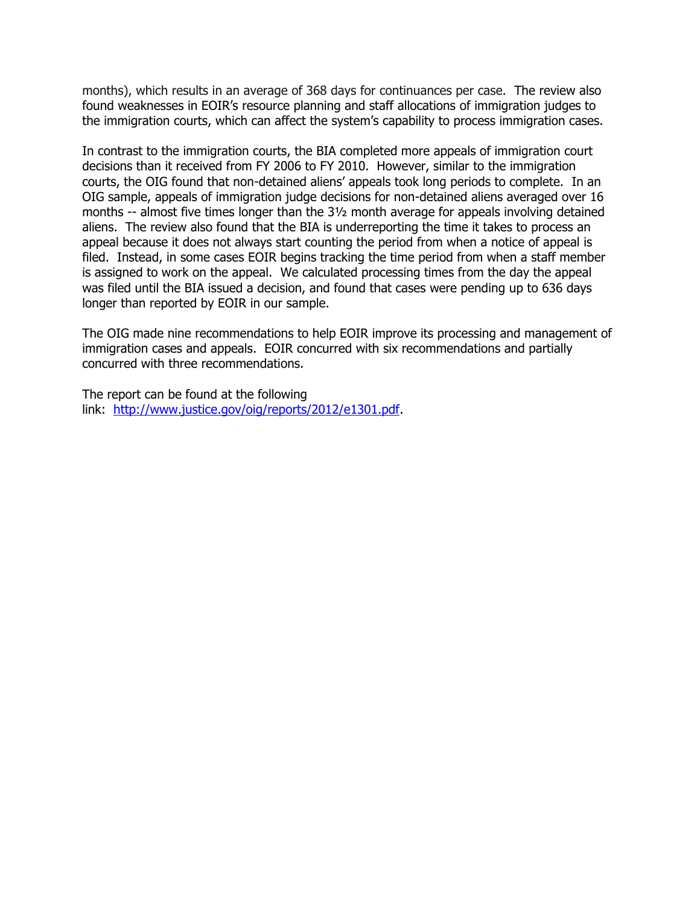months), which results in an average of 368 days for continuances per case. The review also found weaknesses in EOIR's resource planning and staff allocations of immigration judges to the immigration courts, which can affect the system's capability to process immigration cases.

In contrast to the immigration courts, the BIA completed more appeals of immigration court decisions than it received from FY 2006 to FY 2010. However, similar to the immigration courts, the OIG found that non-detained aliens' appeals took long periods to complete. In an OIG sample, appeals of immigration judge decisions for non-detained aliens averaged over 16 months -- almost five times longer than the 3½ month average for appeals involving detained aliens. The review also found that the BIA is underreporting the time it takes to process an appeal because it does not always start counting the period from when a notice of appeal is filed. Instead, in some cases EOIR begins tracking the time period from when a staff member is assigned to work on the appeal. We calculated processing times from the day the appeal was filed until the BIA issued a decision, and found that cases were pending up to 636 days longer than reported by EOIR in our sample.

The OIG made nine recommendations to help EOIR improve its processing and management of immigration cases and appeals. EOIR concurred with six recommendations and partially concurred with three recommendations.

The report can be found at the following link: [http://www.justice.gov/oig/reports/2012/e1301.pdf](http://www.justice.gov/oig/reports/2012/e1301.pdf).